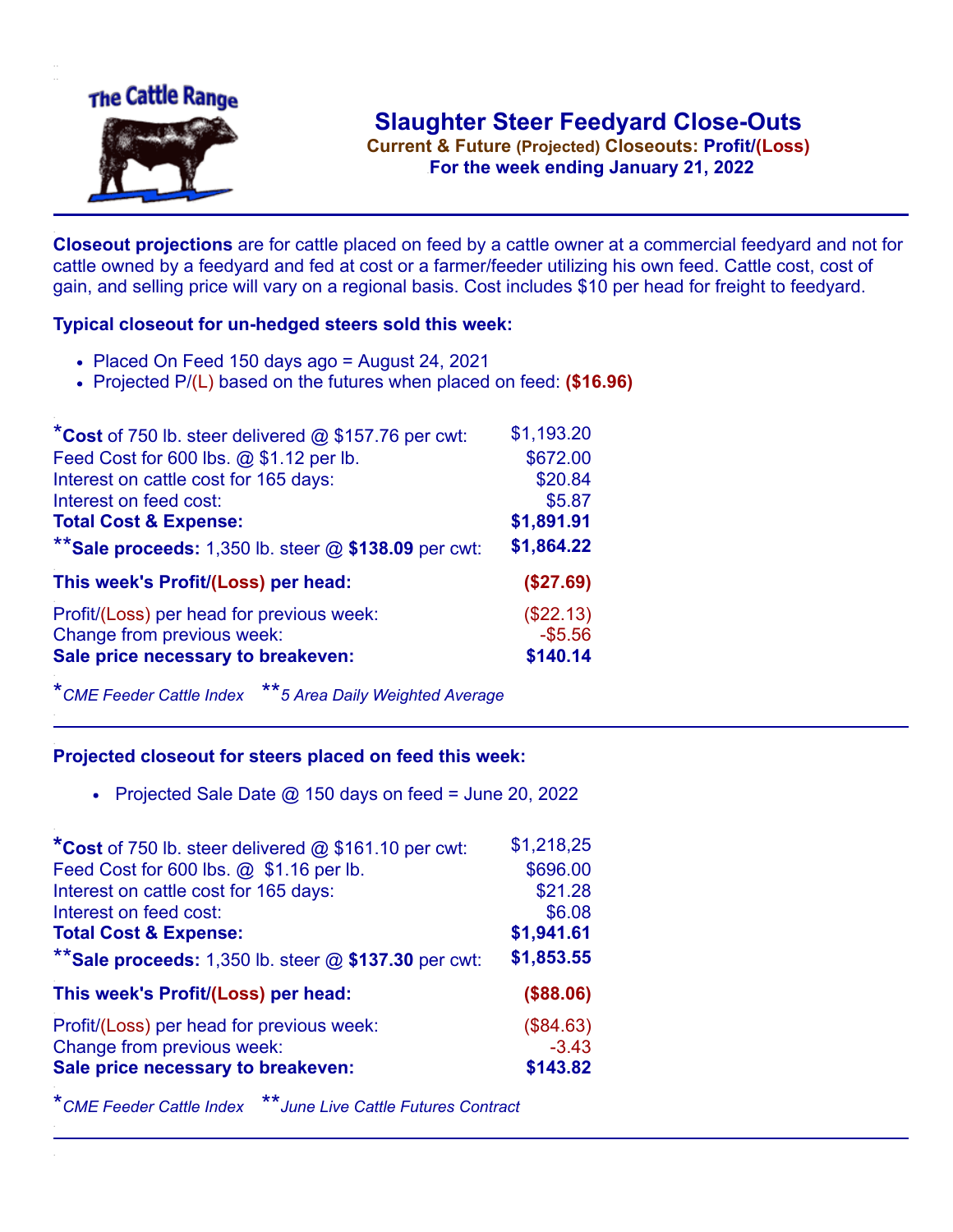The Cattle Range

# Slaughter Steer Feedyard Close-Outs

**Current & Future (Projected) Closeouts: Profit/(Loss)**

**For the week ending January 21, 2022**

**Closeout projections** are for cattle placed on feed by a cattle owner at a commercial feedyard and not for cattle owned by a feedyard and fed at cost or a farmer/feeder utilizing his own feed. Cattle cost, cost of gain, and selling price will vary on a regional basis. Cost includes $10 per head for freight to feedyard.

### Typical closeout for un-hedged steers sold this week:

- Placed On Feed 150 days ago = August 24, 2021
- Projected P/(L) based on the futures when placed on feed: **($16.96)**

| | |
|---|---|
| ***Cost** of 750 lb. steer delivered @ $157.76 per cwt: | $1,193.20 |
| Feed Cost for 600 lbs. @ $1.12 per lb. | $672.00 |
| Interest on cattle cost for 165 days: | $20.84 |
| Interest on feed cost: | $5.87 |
| **Total Cost & Expense:** | **$1,891.91** |
| ****Sale proceeds:** 1,350 lb. steer @ **$138.09** per cwt: | **$1,864.22** |
| **This week's Profit/(Loss) per head:** | **($27.69)** |
| Profit/(Loss) per head for previous week: | ($22.13) |
| Change from previous week: | -$5.56 |
| **Sale price necessary to breakeven:** | **$140.14** |

**CME Feeder Cattle Index*  ***5 Area Daily Weighted Average*

### Projected closeout for steers placed on feed this week:

- Projected Sale Date @ 150 days on feed = June 20, 2022

| | |
|---|---|
| ***Cost** of 750 lb. steer delivered @ $161.10 per cwt: | $1,218,25 |
| Feed Cost for 600 lbs. @ $1.16 per lb. | $696.00 |
| Interest on cattle cost for 165 days: | $21.28 |
| Interest on feed cost: | $6.08 |
| **Total Cost & Expense:** | **$1,941.61** |
| ****Sale proceeds:** 1,350 lb. steer @ **$137.30** per cwt: | **$1,853.55** |
| **This week's Profit/(Loss) per head:** | **($88.06)** |
| Profit/(Loss) per head for previous week: | ($84.63) |
| Change from previous week: | -3.43 |
| **Sale price necessary to breakeven:** | **$143.82** |

**CME Feeder Cattle Index*  ***June Live Cattle Futures Contract*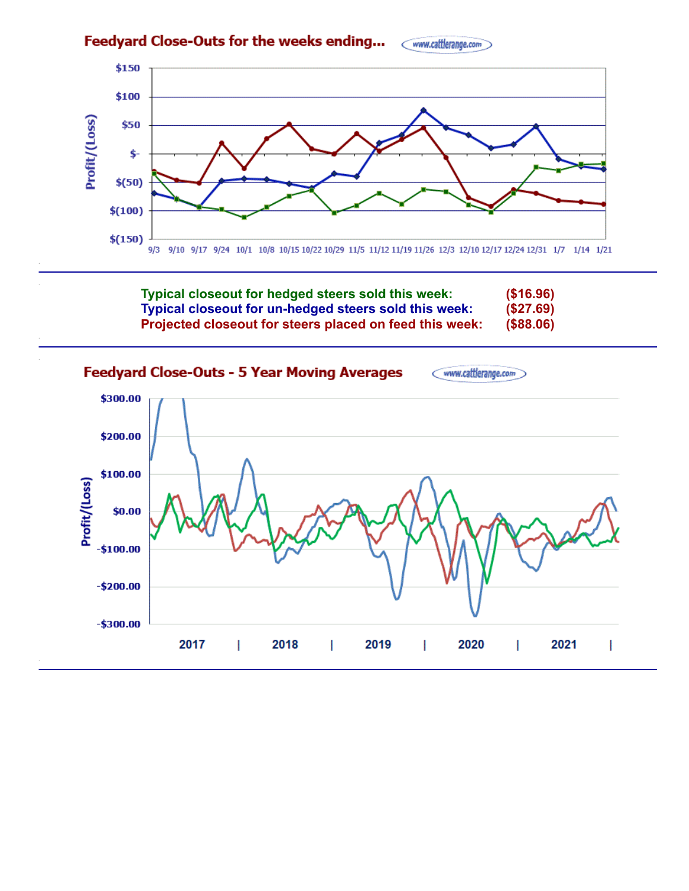## Feedyard Close-Outs for the weeks ending...

www.cattlerange.com

Profit/(Loss)

$150
$100
$50
$-
$(50)
$(100)
$(150)

9/3 9/10 9/17 9/24 10/1 10/8 10/15 10/22 10/29 11/5 11/12 11/19 11/26 12/3 12/10 12/17 12/24 12/31 1/7 1/14 1/21

---

**Typical closeout for hedged steers sold this week:** ($16.96)
**Typical closeout for un-hedged steers sold this week:** ($27.69)
**Projected closeout for steers placed on feed this week:** ($88.06)

---

## Feedyard Close-Outs - 5 Year Moving Averages

www.cattlerange.com

Profit/(Loss)

$300.00
$200.00
$100.00
$0.00
-$100.00
-$200.00
-$300.00

2017 | 2018 | 2019 | 2020 | 2021 |